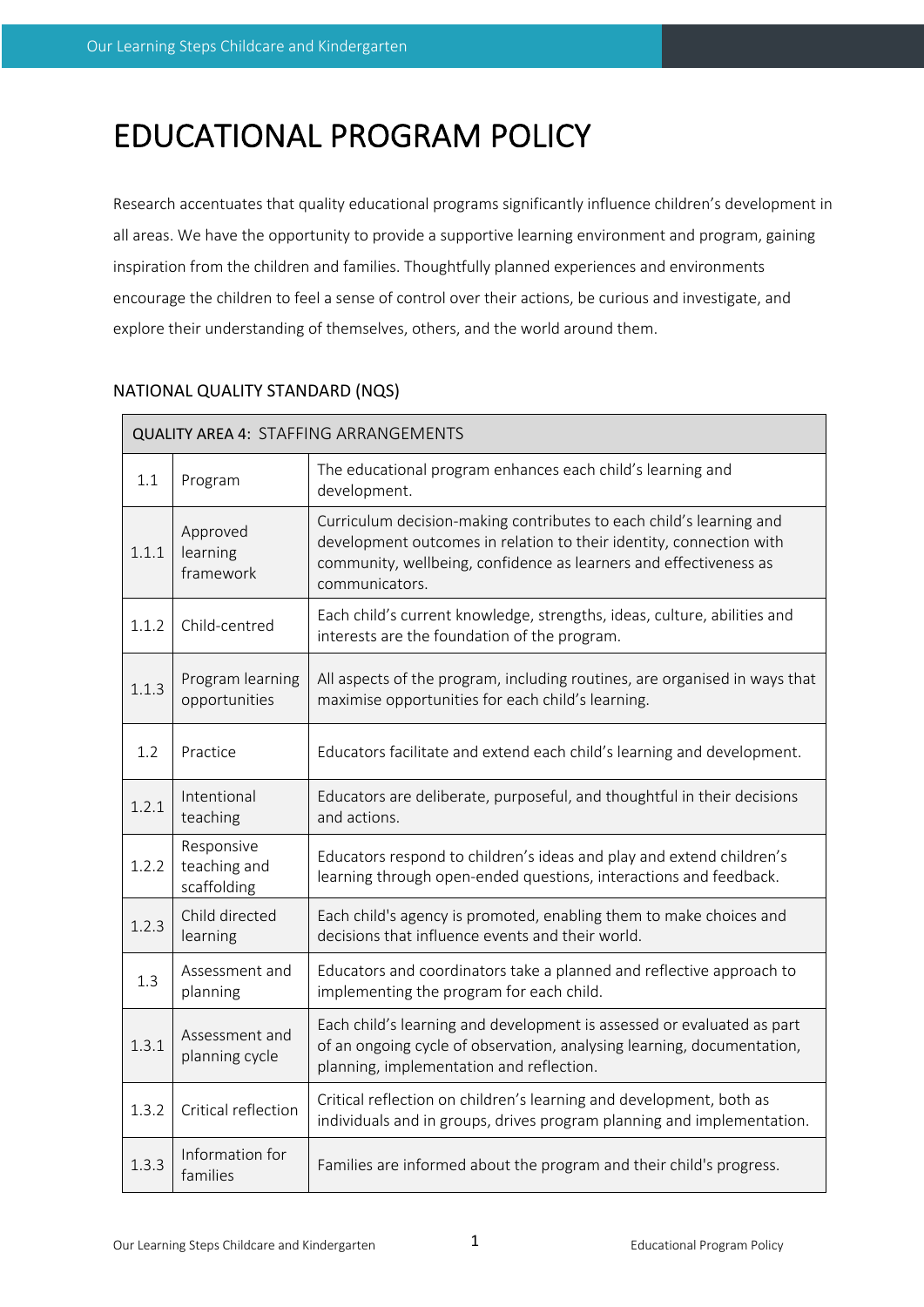# EDUCATIONAL PROGRAM POLICY

Research accentuates that quality educational programs significantly influence children's development in all areas. We have the opportunity to provide a supportive learning environment and program, gaining inspiration from the children and families. Thoughtfully planned experiences and environments encourage the children to feel a sense of control over their actions, be curious and investigate, and explore their understanding of themselves, others, and the world around them.

## NATIONAL QUALITY STANDARD (NQS)

| QUALITY AREA 4: STAFFING ARRANGEMENTS | | |
|---|---|---|
| 1.1 | Program | The educational program enhances each child's learning and development. |
| 1.1.1 | Approved learning framework | Curriculum decision-making contributes to each child's learning and development outcomes in relation to their identity, connection with community, wellbeing, confidence as learners and effectiveness as communicators. |
| 1.1.2 | Child-centred | Each child's current knowledge, strengths, ideas, culture, abilities and interests are the foundation of the program. |
| 1.1.3 | Program learning opportunities | All aspects of the program, including routines, are organised in ways that maximise opportunities for each child's learning. |
| 1.2 | Practice | Educators facilitate and extend each child's learning and development. |
| 1.2.1 | Intentional teaching | Educators are deliberate, purposeful, and thoughtful in their decisions and actions. |
| 1.2.2 | Responsive teaching and scaffolding | Educators respond to children's ideas and play and extend children's learning through open-ended questions, interactions and feedback. |
| 1.2.3 | Child directed learning | Each child's agency is promoted, enabling them to make choices and decisions that influence events and their world. |
| 1.3 | Assessment and planning | Educators and coordinators take a planned and reflective approach to implementing the program for each child. |
| 1.3.1 | Assessment and planning cycle | Each child's learning and development is assessed or evaluated as part of an ongoing cycle of observation, analysing learning, documentation, planning, implementation and reflection. |
| 1.3.2 | Critical reflection | Critical reflection on children's learning and development, both as individuals and in groups, drives program planning and implementation. |
| 1.3.3 | Information for families | Families are informed about the program and their child's progress. |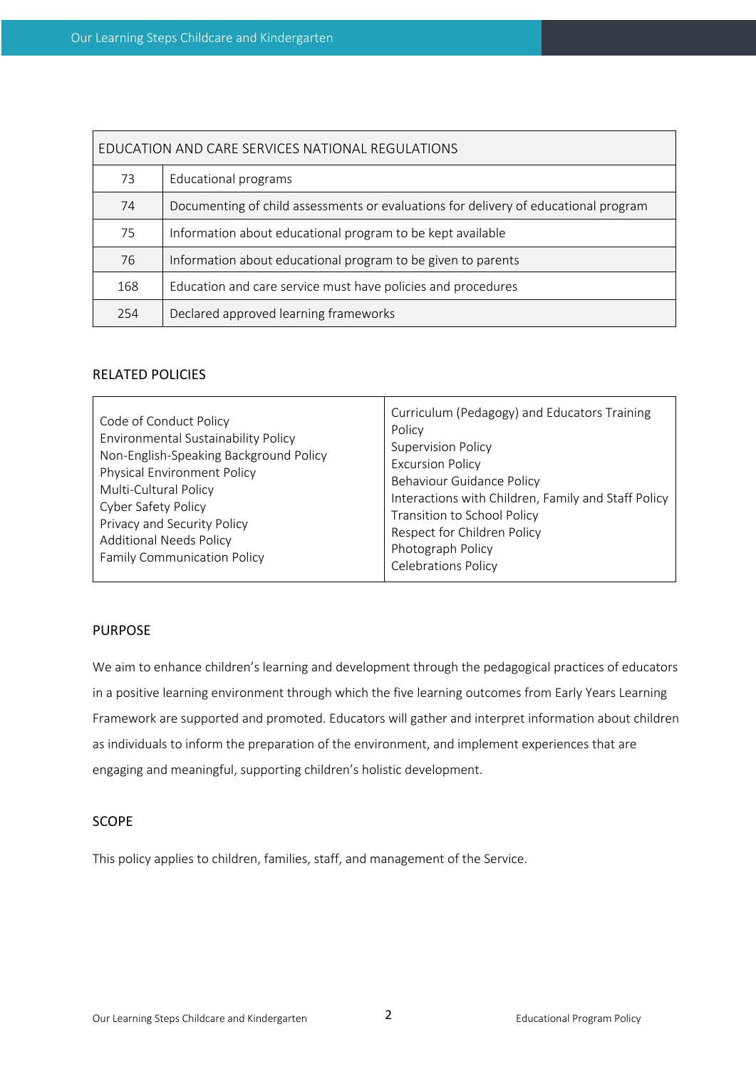| EDUCATION AND CARE SERVICES NATIONAL REGULATIONS | |
|---|---|
| 73 | Educational programs |
| 74 | Documenting of child assessments or evaluations for delivery of educational program |
| 75 | Information about educational program to be kept available |
| 76 | Information about educational program to be given to parents |
| 168 | Education and care service must have policies and procedures |
| 254 | Declared approved learning frameworks |

## RELATED POLICIES

| | |
|---|---|
| Code of Conduct Policy<br>Environmental Sustainability Policy<br>Non-English-Speaking Background Policy<br>Physical Environment Policy<br>Multi-Cultural Policy<br>Cyber Safety Policy<br>Privacy and Security Policy<br>Additional Needs Policy<br>Family Communication Policy | Curriculum (Pedagogy) and Educators Training Policy<br>Supervision Policy<br>Excursion Policy<br>Behaviour Guidance Policy<br>Interactions with Children, Family and Staff Policy<br>Transition to School Policy<br>Respect for Children Policy<br>Photograph Policy<br>Celebrations Policy |

## PURPOSE

We aim to enhance children's learning and development through the pedagogical practices of educators in a positive learning environment through which the five learning outcomes from Early Years Learning Framework are supported and promoted. Educators will gather and interpret information about children as individuals to inform the preparation of the environment, and implement experiences that are engaging and meaningful, supporting children's holistic development.

## SCOPE

This policy applies to children, families, staff, and management of the Service.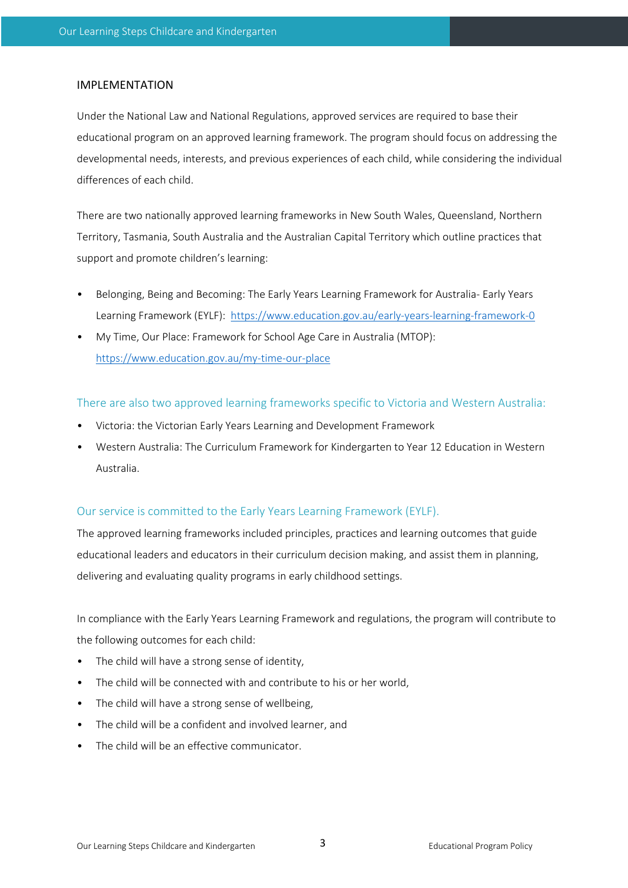## IMPLEMENTATION

Under the National Law and National Regulations, approved services are required to base their educational program on an approved learning framework. The program should focus on addressing the developmental needs, interests, and previous experiences of each child, while considering the individual differences of each child.

There are two nationally approved learning frameworks in New South Wales, Queensland, Northern Territory, Tasmania, South Australia and the Australian Capital Territory which outline practices that support and promote children's learning:

- Belonging, Being and Becoming: The Early Years Learning Framework for Australia- Early Years Learning Framework (EYLF): https://www.education.gov.au/early-years-learning-framework-0
- My Time, Our Place: Framework for School Age Care in Australia (MTOP): https://www.education.gov.au/my-time-our-place

### There are also two approved learning frameworks specific to Victoria and Western Australia:

- Victoria: the Victorian Early Years Learning and Development Framework
- Western Australia: The Curriculum Framework for Kindergarten to Year 12 Education in Western Australia.

### Our service is committed to the Early Years Learning Framework (EYLF).

The approved learning frameworks included principles, practices and learning outcomes that guide educational leaders and educators in their curriculum decision making, and assist them in planning, delivering and evaluating quality programs in early childhood settings.

In compliance with the Early Years Learning Framework and regulations, the program will contribute to the following outcomes for each child:

- The child will have a strong sense of identity,
- The child will be connected with and contribute to his or her world,
- The child will have a strong sense of wellbeing,
- The child will be a confident and involved learner, and
- The child will be an effective communicator.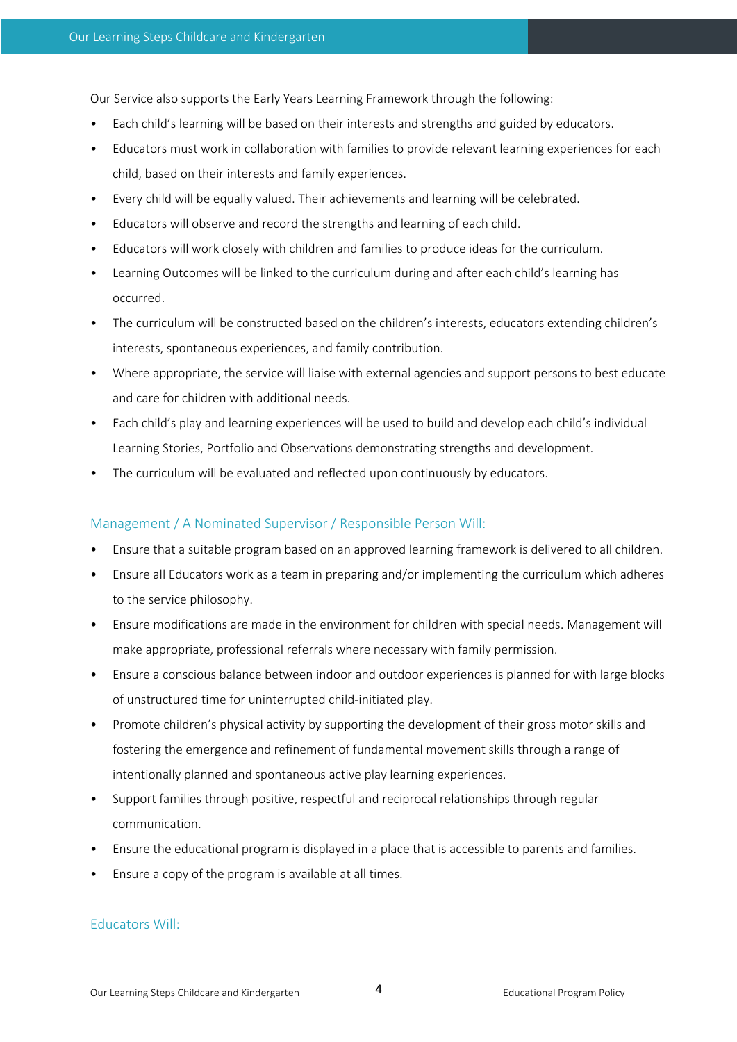Our Service also supports the Early Years Learning Framework through the following:

- Each child's learning will be based on their interests and strengths and guided by educators.
- Educators must work in collaboration with families to provide relevant learning experiences for each child, based on their interests and family experiences.
- Every child will be equally valued. Their achievements and learning will be celebrated.
- Educators will observe and record the strengths and learning of each child.
- Educators will work closely with children and families to produce ideas for the curriculum.
- Learning Outcomes will be linked to the curriculum during and after each child's learning has occurred.
- The curriculum will be constructed based on the children's interests, educators extending children's interests, spontaneous experiences, and family contribution.
- Where appropriate, the service will liaise with external agencies and support persons to best educate and care for children with additional needs.
- Each child's play and learning experiences will be used to build and develop each child's individual Learning Stories, Portfolio and Observations demonstrating strengths and development.
- The curriculum will be evaluated and reflected upon continuously by educators.

## Management / A Nominated Supervisor / Responsible Person Will:

- Ensure that a suitable program based on an approved learning framework is delivered to all children.
- Ensure all Educators work as a team in preparing and/or implementing the curriculum which adheres to the service philosophy.
- Ensure modifications are made in the environment for children with special needs. Management will make appropriate, professional referrals where necessary with family permission.
- Ensure a conscious balance between indoor and outdoor experiences is planned for with large blocks of unstructured time for uninterrupted child-initiated play.
- Promote children's physical activity by supporting the development of their gross motor skills and fostering the emergence and refinement of fundamental movement skills through a range of intentionally planned and spontaneous active play learning experiences.
- Support families through positive, respectful and reciprocal relationships through regular communication.
- Ensure the educational program is displayed in a place that is accessible to parents and families.
- Ensure a copy of the program is available at all times.

## Educators Will: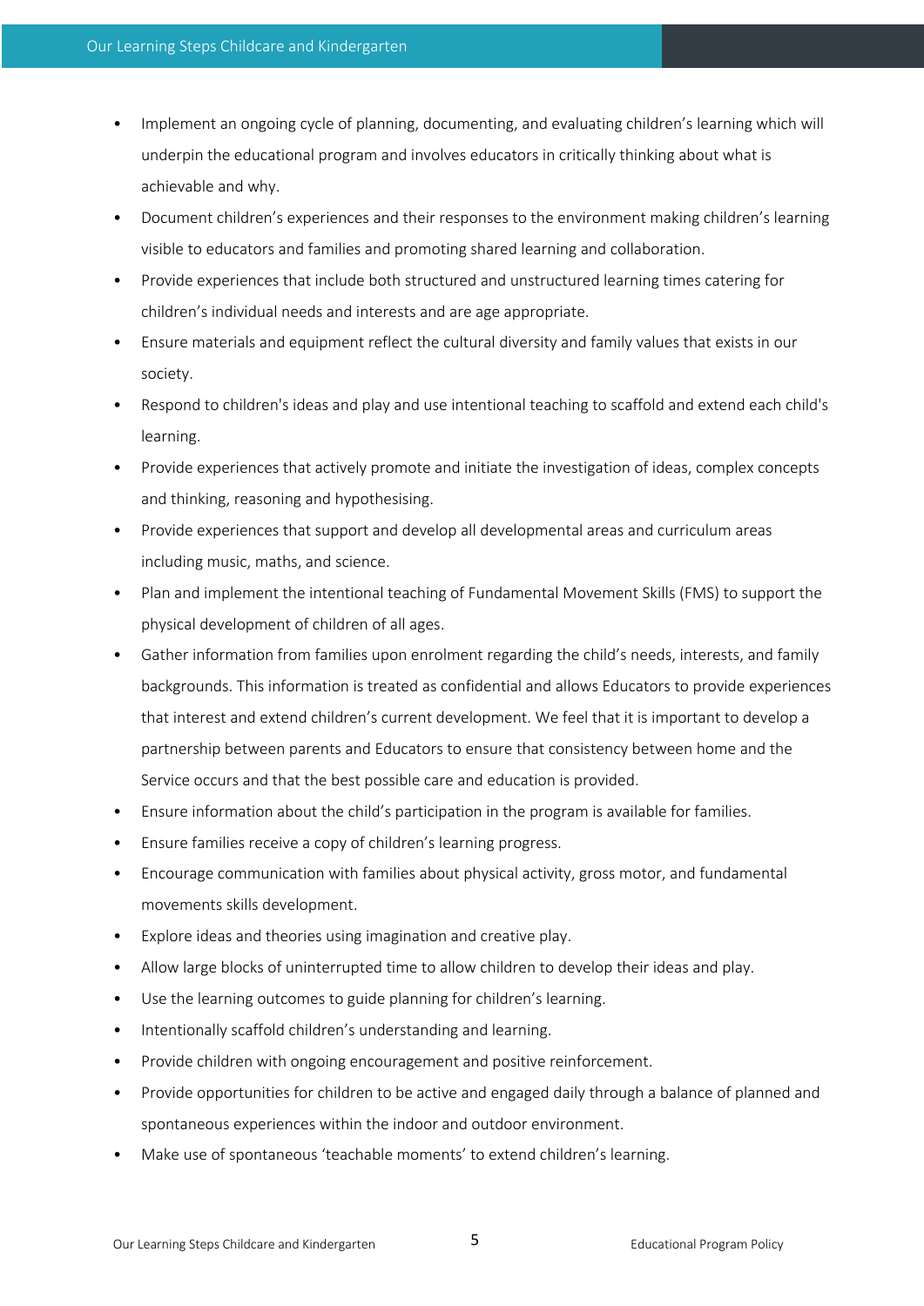- Implement an ongoing cycle of planning, documenting, and evaluating children's learning which will underpin the educational program and involves educators in critically thinking about what is achievable and why.
- Document children's experiences and their responses to the environment making children's learning visible to educators and families and promoting shared learning and collaboration.
- Provide experiences that include both structured and unstructured learning times catering for children's individual needs and interests and are age appropriate.
- Ensure materials and equipment reflect the cultural diversity and family values that exists in our society.
- Respond to children's ideas and play and use intentional teaching to scaffold and extend each child's learning.
- Provide experiences that actively promote and initiate the investigation of ideas, complex concepts and thinking, reasoning and hypothesising.
- Provide experiences that support and develop all developmental areas and curriculum areas including music, maths, and science.
- Plan and implement the intentional teaching of Fundamental Movement Skills (FMS) to support the physical development of children of all ages.
- Gather information from families upon enrolment regarding the child's needs, interests, and family backgrounds. This information is treated as confidential and allows Educators to provide experiences that interest and extend children's current development. We feel that it is important to develop a partnership between parents and Educators to ensure that consistency between home and the Service occurs and that the best possible care and education is provided.
- Ensure information about the child's participation in the program is available for families.
- Ensure families receive a copy of children's learning progress.
- Encourage communication with families about physical activity, gross motor, and fundamental movements skills development.
- Explore ideas and theories using imagination and creative play.
- Allow large blocks of uninterrupted time to allow children to develop their ideas and play.
- Use the learning outcomes to guide planning for children's learning.
- Intentionally scaffold children's understanding and learning.
- Provide children with ongoing encouragement and positive reinforcement.
- Provide opportunities for children to be active and engaged daily through a balance of planned and spontaneous experiences within the indoor and outdoor environment.
- Make use of spontaneous 'teachable moments' to extend children's learning.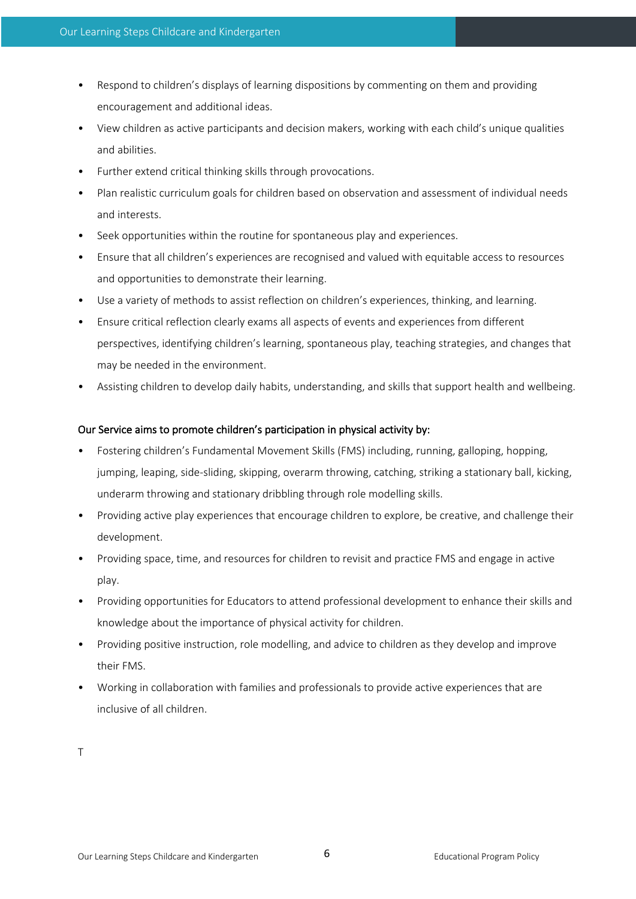- Respond to children's displays of learning dispositions by commenting on them and providing encouragement and additional ideas.
- View children as active participants and decision makers, working with each child's unique qualities and abilities.
- Further extend critical thinking skills through provocations.
- Plan realistic curriculum goals for children based on observation and assessment of individual needs and interests.
- Seek opportunities within the routine for spontaneous play and experiences.
- Ensure that all children's experiences are recognised and valued with equitable access to resources and opportunities to demonstrate their learning.
- Use a variety of methods to assist reflection on children's experiences, thinking, and learning.
- Ensure critical reflection clearly exams all aspects of events and experiences from different perspectives, identifying children's learning, spontaneous play, teaching strategies, and changes that may be needed in the environment.
- Assisting children to develop daily habits, understanding, and skills that support health and wellbeing.

Our Service aims to promote children's participation in physical activity by:

- Fostering children's Fundamental Movement Skills (FMS) including, running, galloping, hopping, jumping, leaping, side-sliding, skipping, overarm throwing, catching, striking a stationary ball, kicking, underarm throwing and stationary dribbling through role modelling skills.
- Providing active play experiences that encourage children to explore, be creative, and challenge their development.
- Providing space, time, and resources for children to revisit and practice FMS and engage in active play.
- Providing opportunities for Educators to attend professional development to enhance their skills and knowledge about the importance of physical activity for children.
- Providing positive instruction, role modelling, and advice to children as they develop and improve their FMS.
- Working in collaboration with families and professionals to provide active experiences that are inclusive of all children.

T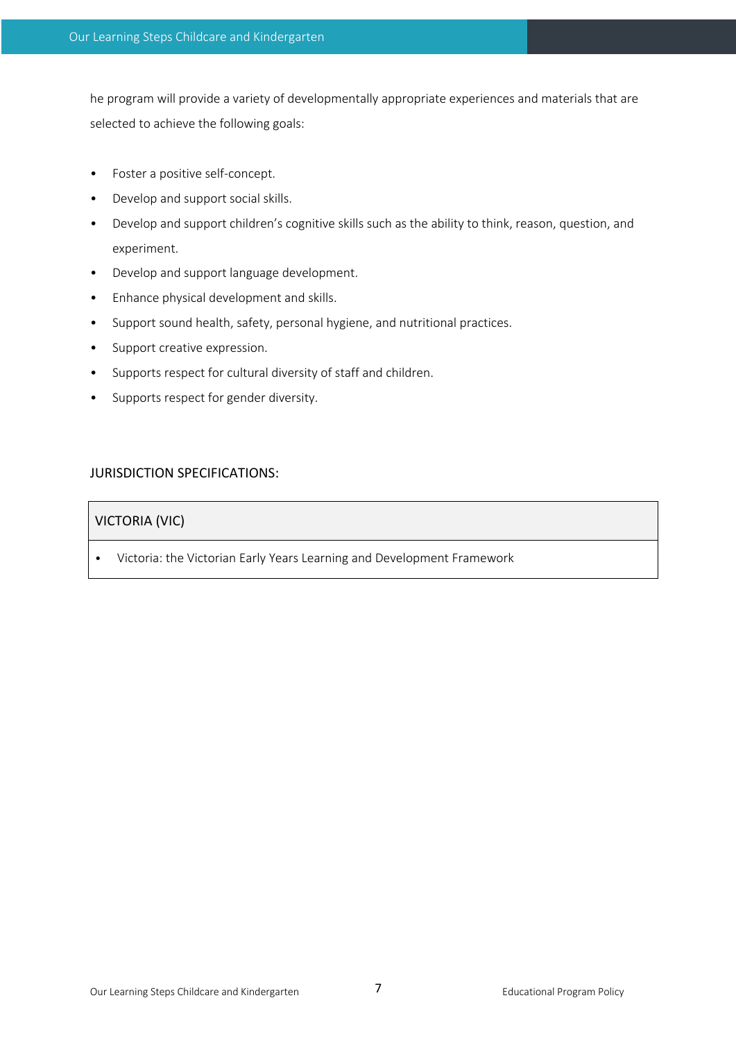he program will provide a variety of developmentally appropriate experiences and materials that are selected to achieve the following goals:

- Foster a positive self-concept.
- Develop and support social skills.
- Develop and support children's cognitive skills such as the ability to think, reason, question, and experiment.
- Develop and support language development.
- Enhance physical development and skills.
- Support sound health, safety, personal hygiene, and nutritional practices.
- Support creative expression.
- Supports respect for cultural diversity of staff and children.
- Supports respect for gender diversity.

JURISDICTION SPECIFICATIONS:

| VICTORIA (VIC) |
|---|
| • Victoria: the Victorian Early Years Learning and Development Framework |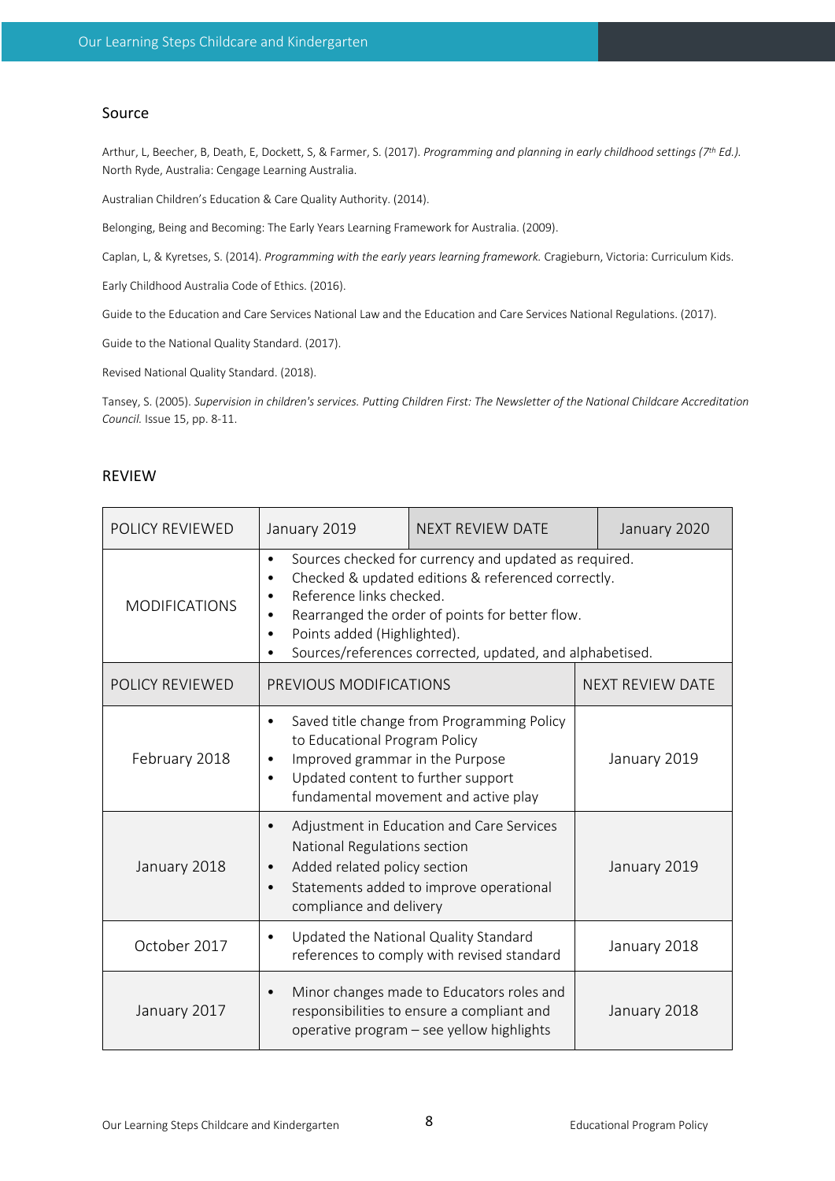## Source

Arthur, L, Beecher, B, Death, E, Dockett, S, & Farmer, S. (2017). *Programming and planning in early childhood settings (7th Ed.).* North Ryde, Australia: Cengage Learning Australia.

Australian Children's Education & Care Quality Authority. (2014).

Belonging, Being and Becoming: The Early Years Learning Framework for Australia. (2009).

Caplan, L, & Kyretses, S. (2014). *Programming with the early years learning framework.* Cragieburn, Victoria: Curriculum Kids.

Early Childhood Australia Code of Ethics. (2016).

Guide to the Education and Care Services National Law and the Education and Care Services National Regulations. (2017).

Guide to the National Quality Standard. (2017).

Revised National Quality Standard. (2018).

Tansey, S. (2005). *Supervision in children's services. Putting Children First: The Newsletter of the National Childcare Accreditation Council.* Issue 15, pp. 8-11.

## REVIEW

| POLICY REVIEWED | January 2019 | NEXT REVIEW DATE | January 2020 |
|---|---|---|---|
| MODIFICATIONS | • Sources checked for currency and updated as required.<br>• Checked & updated editions & referenced correctly.<br>• Reference links checked.<br>• Rearranged the order of points for better flow.<br>• Points added (Highlighted).<br>• Sources/references corrected, updated, and alphabetised. | | |

| POLICY REVIEWED | PREVIOUS MODIFICATIONS | NEXT REVIEW DATE |
|---|---|---|
| February 2018 | • Saved title change from Programming Policy to Educational Program Policy<br>• Improved grammar in the Purpose<br>• Updated content to further support fundamental movement and active play | January 2019 |
| January 2018 | • Adjustment in Education and Care Services National Regulations section<br>• Added related policy section<br>• Statements added to improve operational compliance and delivery | January 2019 |
| October 2017 | • Updated the National Quality Standard references to comply with revised standard | January 2018 |
| January 2017 | • Minor changes made to Educators roles and responsibilities to ensure a compliant and operative program – see yellow highlights | January 2018 |